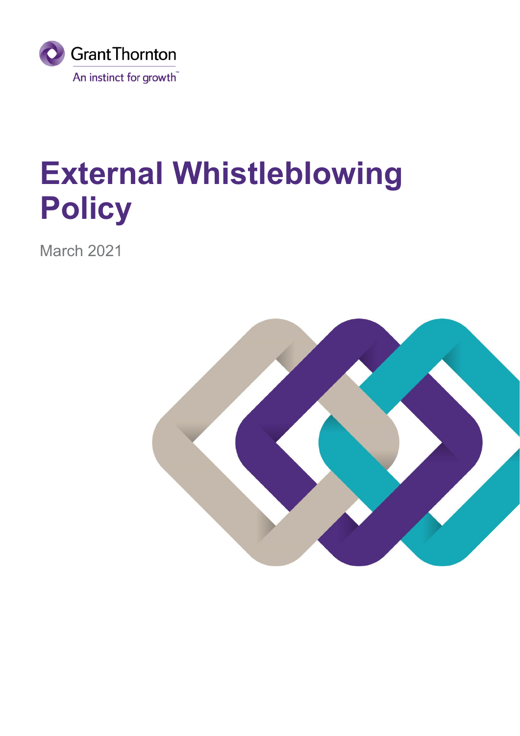Grant Thornton

An instinct for growth™

# External Whistleblowing Policy

March 2021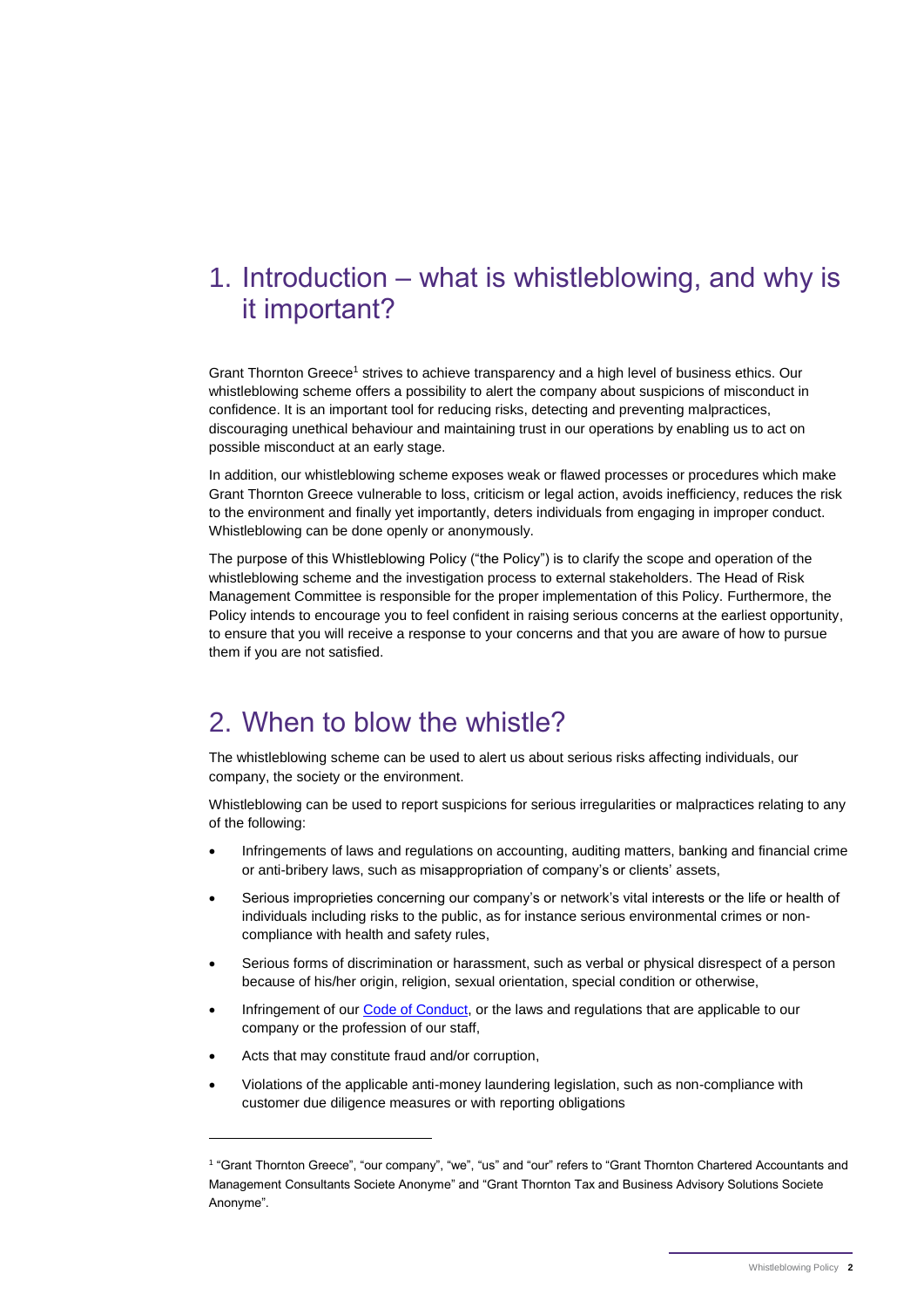## 1. Introduction – what is whistleblowing, and why is it important?

Grant Thornton Greece[1] strives to achieve transparency and a high level of business ethics. Our whistleblowing scheme offers a possibility to alert the company about suspicions of misconduct in confidence. It is an important tool for reducing risks, detecting and preventing malpractices, discouraging unethical behaviour and maintaining trust in our operations by enabling us to act on possible misconduct at an early stage.

In addition, our whistleblowing scheme exposes weak or flawed processes or procedures which make Grant Thornton Greece vulnerable to loss, criticism or legal action, avoids inefficiency, reduces the risk to the environment and finally yet importantly, deters individuals from engaging in improper conduct. Whistleblowing can be done openly or anonymously.

The purpose of this Whistleblowing Policy ("the Policy") is to clarify the scope and operation of the whistleblowing scheme and the investigation process to external stakeholders. The Head of Risk Management Committee is responsible for the proper implementation of this Policy. Furthermore, the Policy intends to encourage you to feel confident in raising serious concerns at the earliest opportunity, to ensure that you will receive a response to your concerns and that you are aware of how to pursue them if you are not satisfied.

## 2. When to blow the whistle?

The whistleblowing scheme can be used to alert us about serious risks affecting individuals, our company, the society or the environment.

Whistleblowing can be used to report suspicions for serious irregularities or malpractices relating to any of the following:

- Infringements of laws and regulations on accounting, auditing matters, banking and financial crime or anti-bribery laws, such as misappropriation of company's or clients' assets,
- Serious improprieties concerning our company's or network's vital interests or the life or health of individuals including risks to the public, as for instance serious environmental crimes or non-compliance with health and safety rules,
- Serious forms of discrimination or harassment, such as verbal or physical disrespect of a person because of his/her origin, religion, sexual orientation, special condition or otherwise,
- Infringement of our Code of Conduct, or the laws and regulations that are applicable to our company or the profession of our staff,
- Acts that may constitute fraud and/or corruption,
- Violations of the applicable anti-money laundering legislation, such as non-compliance with customer due diligence measures or with reporting obligations

---

[1] "Grant Thornton Greece", "our company", "we", "us" and "our" refers to "Grant Thornton Chartered Accountants and Management Consultants Societe Anonyme" and "Grant Thornton Tax and Business Advisory Solutions Societe Anonyme".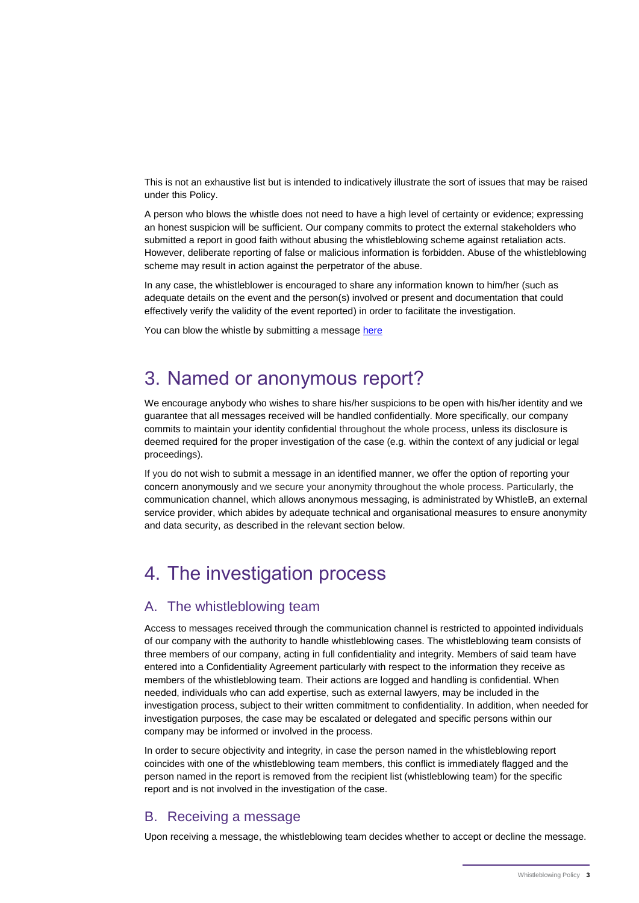This is not an exhaustive list but is intended to indicatively illustrate the sort of issues that may be raised under this Policy.

A person who blows the whistle does not need to have a high level of certainty or evidence; expressing an honest suspicion will be sufficient. Our company commits to protect the external stakeholders who submitted a report in good faith without abusing the whistleblowing scheme against retaliation acts. However, deliberate reporting of false or malicious information is forbidden. Abuse of the whistleblowing scheme may result in action against the perpetrator of the abuse.

In any case, the whistleblower is encouraged to share any information known to him/her (such as adequate details on the event and the person(s) involved or present and documentation that could effectively verify the validity of the event reported) in order to facilitate the investigation.

You can blow the whistle by submitting a message here

# 3. Named or anonymous report?

We encourage anybody who wishes to share his/her suspicions to be open with his/her identity and we guarantee that all messages received will be handled confidentially. More specifically, our company commits to maintain your identity confidential throughout the whole process, unless its disclosure is deemed required for the proper investigation of the case (e.g. within the context of any judicial or legal proceedings).

If you do not wish to submit a message in an identified manner, we offer the option of reporting your concern anonymously and we secure your anonymity throughout the whole process. Particularly, the communication channel, which allows anonymous messaging, is administrated by WhistleB, an external service provider, which abides by adequate technical and organisational measures to ensure anonymity and data security, as described in the relevant section below.

# 4. The investigation process

## A. The whistleblowing team

Access to messages received through the communication channel is restricted to appointed individuals of our company with the authority to handle whistleblowing cases. The whistleblowing team consists of three members of our company, acting in full confidentiality and integrity. Members of said team have entered into a Confidentiality Agreement particularly with respect to the information they receive as members of the whistleblowing team. Their actions are logged and handling is confidential. When needed, individuals who can add expertise, such as external lawyers, may be included in the investigation process, subject to their written commitment to confidentiality. In addition, when needed for investigation purposes, the case may be escalated or delegated and specific persons within our company may be informed or involved in the process.

In order to secure objectivity and integrity, in case the person named in the whistleblowing report coincides with one of the whistleblowing team members, this conflict is immediately flagged and the person named in the report is removed from the recipient list (whistleblowing team) for the specific report and is not involved in the investigation of the case.

## B. Receiving a message

Upon receiving a message, the whistleblowing team decides whether to accept or decline the message.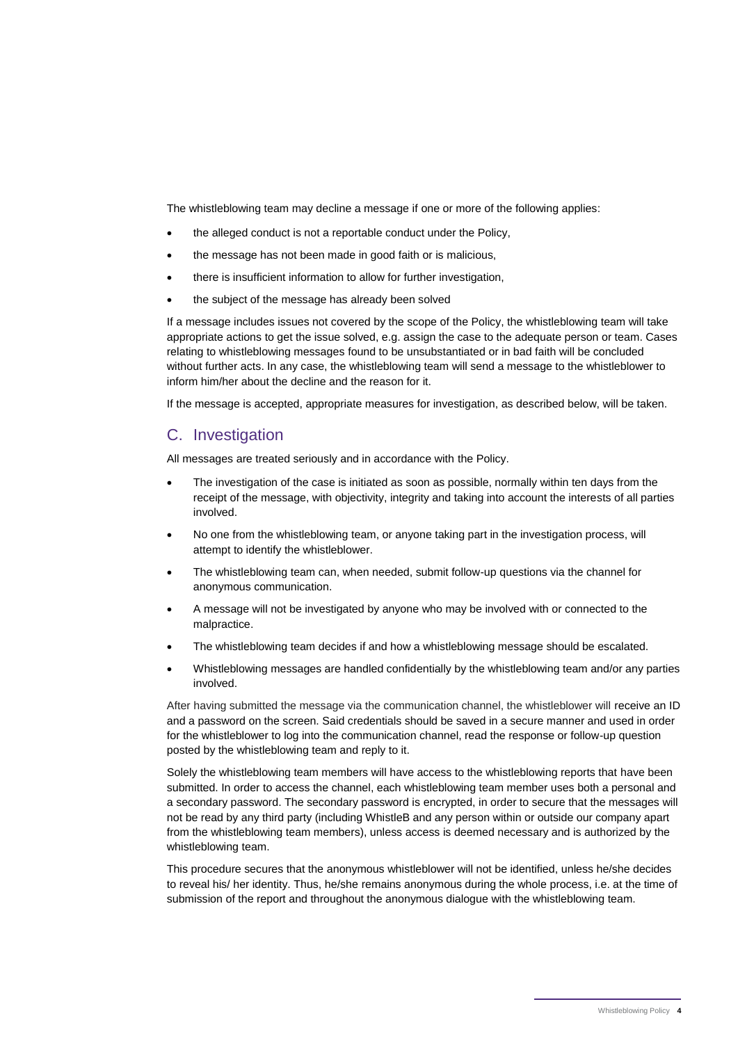The whistleblowing team may decline a message if one or more of the following applies:

- the alleged conduct is not a reportable conduct under the Policy,
- the message has not been made in good faith or is malicious,
- there is insufficient information to allow for further investigation,
- the subject of the message has already been solved

If a message includes issues not covered by the scope of the Policy, the whistleblowing team will take appropriate actions to get the issue solved, e.g. assign the case to the adequate person or team. Cases relating to whistleblowing messages found to be unsubstantiated or in bad faith will be concluded without further acts. In any case, the whistleblowing team will send a message to the whistleblower to inform him/her about the decline and the reason for it.

If the message is accepted, appropriate measures for investigation, as described below, will be taken.

## C. Investigation

All messages are treated seriously and in accordance with the Policy.

- The investigation of the case is initiated as soon as possible, normally within ten days from the receipt of the message, with objectivity, integrity and taking into account the interests of all parties involved.
- No one from the whistleblowing team, or anyone taking part in the investigation process, will attempt to identify the whistleblower.
- The whistleblowing team can, when needed, submit follow-up questions via the channel for anonymous communication.
- A message will not be investigated by anyone who may be involved with or connected to the malpractice.
- The whistleblowing team decides if and how a whistleblowing message should be escalated.
- Whistleblowing messages are handled confidentially by the whistleblowing team and/or any parties involved.

After having submitted the message via the communication channel, the whistleblower will receive an ID and a password on the screen. Said credentials should be saved in a secure manner and used in order for the whistleblower to log into the communication channel, read the response or follow-up question posted by the whistleblowing team and reply to it.

Solely the whistleblowing team members will have access to the whistleblowing reports that have been submitted. In order to access the channel, each whistleblowing team member uses both a personal and a secondary password. The secondary password is encrypted, in order to secure that the messages will not be read by any third party (including WhistleB and any person within or outside our company apart from the whistleblowing team members), unless access is deemed necessary and is authorized by the whistleblowing team.

This procedure secures that the anonymous whistleblower will not be identified, unless he/she decides to reveal his/ her identity. Thus, he/she remains anonymous during the whole process, i.e. at the time of submission of the report and throughout the anonymous dialogue with the whistleblowing team.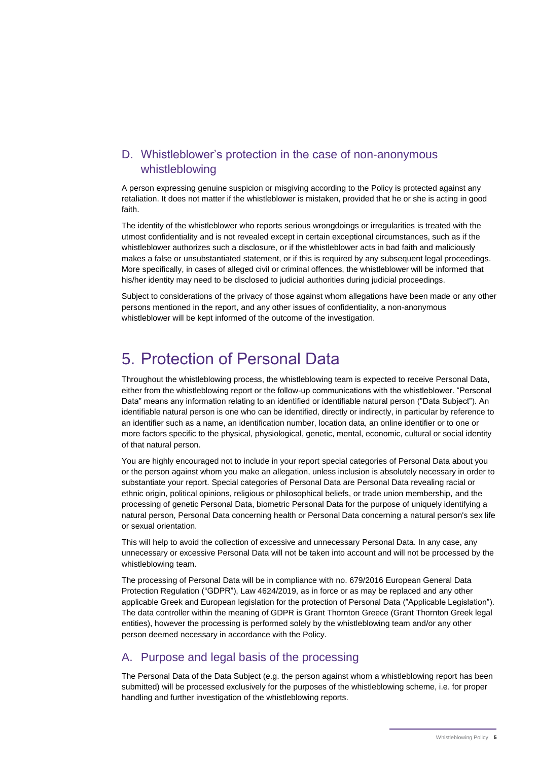### D. Whistleblower's protection in the case of non-anonymous whistleblowing

A person expressing genuine suspicion or misgiving according to the Policy is protected against any retaliation. It does not matter if the whistleblower is mistaken, provided that he or she is acting in good faith.

The identity of the whistleblower who reports serious wrongdoings or irregularities is treated with the utmost confidentiality and is not revealed except in certain exceptional circumstances, such as if the whistleblower authorizes such a disclosure, or if the whistleblower acts in bad faith and maliciously makes a false or unsubstantiated statement, or if this is required by any subsequent legal proceedings. More specifically, in cases of alleged civil or criminal offences, the whistleblower will be informed that his/her identity may need to be disclosed to judicial authorities during judicial proceedings.

Subject to considerations of the privacy of those against whom allegations have been made or any other persons mentioned in the report, and any other issues of confidentiality, a non-anonymous whistleblower will be kept informed of the outcome of the investigation.

## 5. Protection of Personal Data

Throughout the whistleblowing process, the whistleblowing team is expected to receive Personal Data, either from the whistleblowing report or the follow-up communications with the whistleblower. "Personal Data" means any information relating to an identified or identifiable natural person ("Data Subject"). An identifiable natural person is one who can be identified, directly or indirectly, in particular by reference to an identifier such as a name, an identification number, location data, an online identifier or to one or more factors specific to the physical, physiological, genetic, mental, economic, cultural or social identity of that natural person.

You are highly encouraged not to include in your report special categories of Personal Data about you or the person against whom you make an allegation, unless inclusion is absolutely necessary in order to substantiate your report. Special categories of Personal Data are Personal Data revealing racial or ethnic origin, political opinions, religious or philosophical beliefs, or trade union membership, and the processing of genetic Personal Data, biometric Personal Data for the purpose of uniquely identifying a natural person, Personal Data concerning health or Personal Data concerning a natural person's sex life or sexual orientation.

This will help to avoid the collection of excessive and unnecessary Personal Data. In any case, any unnecessary or excessive Personal Data will not be taken into account and will not be processed by the whistleblowing team.

The processing of Personal Data will be in compliance with no. 679/2016 European General Data Protection Regulation ("GDPR"), Law 4624/2019, as in force or as may be replaced and any other applicable Greek and European legislation for the protection of Personal Data ("Applicable Legislation"). The data controller within the meaning of GDPR is Grant Thornton Greece (Grant Thornton Greek legal entities), however the processing is performed solely by the whistleblowing team and/or any other person deemed necessary in accordance with the Policy.

### A. Purpose and legal basis of the processing

The Personal Data of the Data Subject (e.g. the person against whom a whistleblowing report has been submitted) will be processed exclusively for the purposes of the whistleblowing scheme, i.e. for proper handling and further investigation of the whistleblowing reports.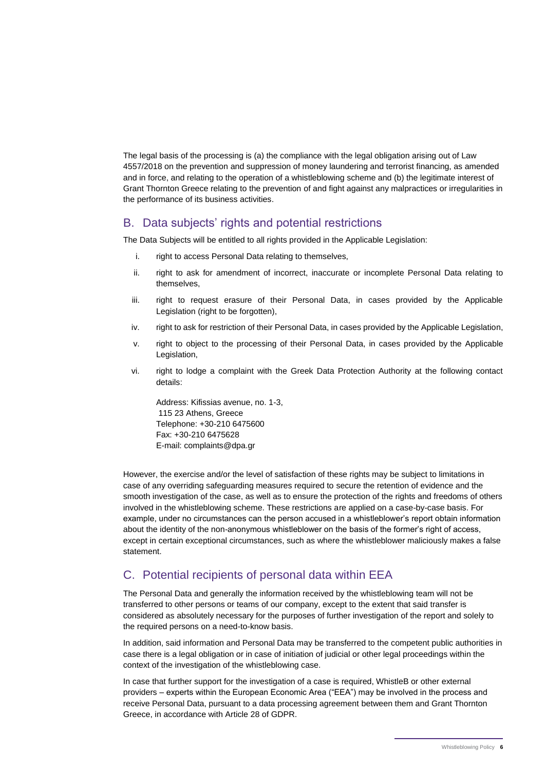The legal basis of the processing is (a) the compliance with the legal obligation arising out of Law 4557/2018 on the prevention and suppression of money laundering and terrorist financing, as amended and in force, and relating to the operation of a whistleblowing scheme and (b) the legitimate interest of Grant Thornton Greece relating to the prevention of and fight against any malpractices or irregularities in the performance of its business activities.

## B. Data subjects' rights and potential restrictions

The Data Subjects will be entitled to all rights provided in the Applicable Legislation:

i. right to access Personal Data relating to themselves,

ii. right to ask for amendment of incorrect, inaccurate or incomplete Personal Data relating to themselves,

iii. right to request erasure of their Personal Data, in cases provided by the Applicable Legislation (right to be forgotten),

iv. right to ask for restriction of their Personal Data, in cases provided by the Applicable Legislation,

v. right to object to the processing of their Personal Data, in cases provided by the Applicable Legislation,

vi. right to lodge a complaint with the Greek Data Protection Authority at the following contact details:

   Address: Kifissias avenue, no. 1-3,
   115 23 Athens, Greece
   Telephone: +30-210 6475600
   Fax: +30-210 6475628
   E-mail: complaints@dpa.gr

However, the exercise and/or the level of satisfaction of these rights may be subject to limitations in case of any overriding safeguarding measures required to secure the retention of evidence and the smooth investigation of the case, as well as to ensure the protection of the rights and freedoms of others involved in the whistleblowing scheme. These restrictions are applied on a case-by-case basis. For example, under no circumstances can the person accused in a whistleblower's report obtain information about the identity of the non-anonymous whistleblower on the basis of the former's right of access, except in certain exceptional circumstances, such as where the whistleblower maliciously makes a false statement.

## C. Potential recipients of personal data within EEA

The Personal Data and generally the information received by the whistleblowing team will not be transferred to other persons or teams of our company, except to the extent that said transfer is considered as absolutely necessary for the purposes of further investigation of the report and solely to the required persons on a need-to-know basis.

In addition, said information and Personal Data may be transferred to the competent public authorities in case there is a legal obligation or in case of initiation of judicial or other legal proceedings within the context of the investigation of the whistleblowing case.

In case that further support for the investigation of a case is required, WhistleB or other external providers – experts within the European Economic Area ("EEA") may be involved in the process and receive Personal Data, pursuant to a data processing agreement between them and Grant Thornton Greece, in accordance with Article 28 of GDPR.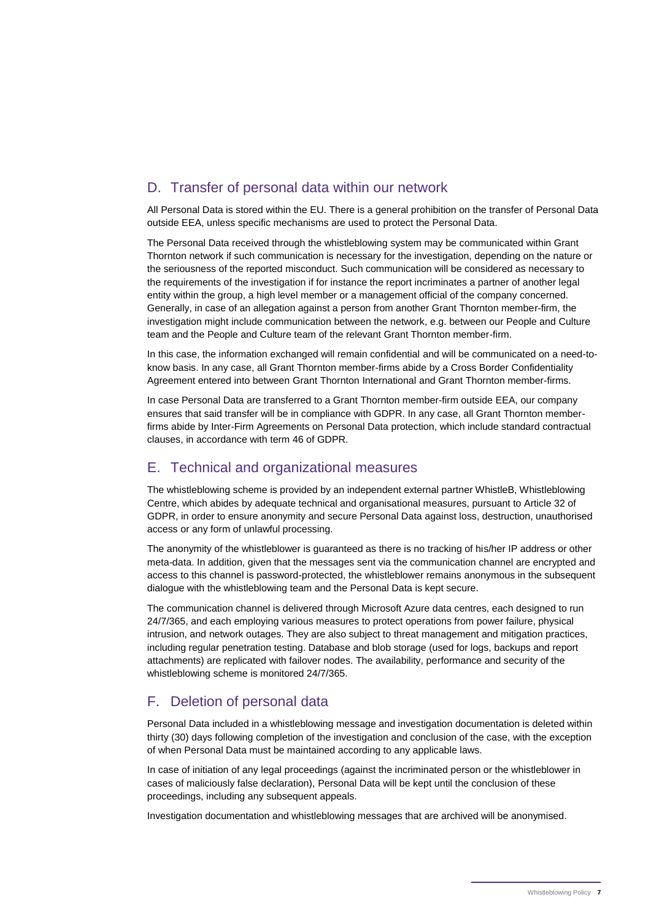## D. Transfer of personal data within our network

All Personal Data is stored within the EU. There is a general prohibition on the transfer of Personal Data outside EEA, unless specific mechanisms are used to protect the Personal Data.

The Personal Data received through the whistleblowing system may be communicated within Grant Thornton network if such communication is necessary for the investigation, depending on the nature or the seriousness of the reported misconduct. Such communication will be considered as necessary to the requirements of the investigation if for instance the report incriminates a partner of another legal entity within the group, a high level member or a management official of the company concerned. Generally, in case of an allegation against a person from another Grant Thornton member-firm, the investigation might include communication between the network, e.g. between our People and Culture team and the People and Culture team of the relevant Grant Thornton member-firm.

In this case, the information exchanged will remain confidential and will be communicated on a need-to-know basis. In any case, all Grant Thornton member-firms abide by a Cross Border Confidentiality Agreement entered into between Grant Thornton International and Grant Thornton member-firms.

In case Personal Data are transferred to a Grant Thornton member-firm outside EEA, our company ensures that said transfer will be in compliance with GDPR. In any case, all Grant Thornton member-firms abide by Inter-Firm Agreements on Personal Data protection, which include standard contractual clauses, in accordance with term 46 of GDPR.

## E. Technical and organizational measures

The whistleblowing scheme is provided by an independent external partner WhistleB, Whistleblowing Centre, which abides by adequate technical and organisational measures, pursuant to Article 32 of GDPR, in order to ensure anonymity and secure Personal Data against loss, destruction, unauthorised access or any form of unlawful processing.

The anonymity of the whistleblower is guaranteed as there is no tracking of his/her IP address or other meta-data. In addition, given that the messages sent via the communication channel are encrypted and access to this channel is password-protected, the whistleblower remains anonymous in the subsequent dialogue with the whistleblowing team and the Personal Data is kept secure.

The communication channel is delivered through Microsoft Azure data centres, each designed to run 24/7/365, and each employing various measures to protect operations from power failure, physical intrusion, and network outages. They are also subject to threat management and mitigation practices, including regular penetration testing. Database and blob storage (used for logs, backups and report attachments) are replicated with failover nodes. The availability, performance and security of the whistleblowing scheme is monitored 24/7/365.

## F. Deletion of personal data

Personal Data included in a whistleblowing message and investigation documentation is deleted within thirty (30) days following completion of the investigation and conclusion of the case, with the exception of when Personal Data must be maintained according to any applicable laws.

In case of initiation of any legal proceedings (against the incriminated person or the whistleblower in cases of maliciously false declaration), Personal Data will be kept until the conclusion of these proceedings, including any subsequent appeals.

Investigation documentation and whistleblowing messages that are archived will be anonymised.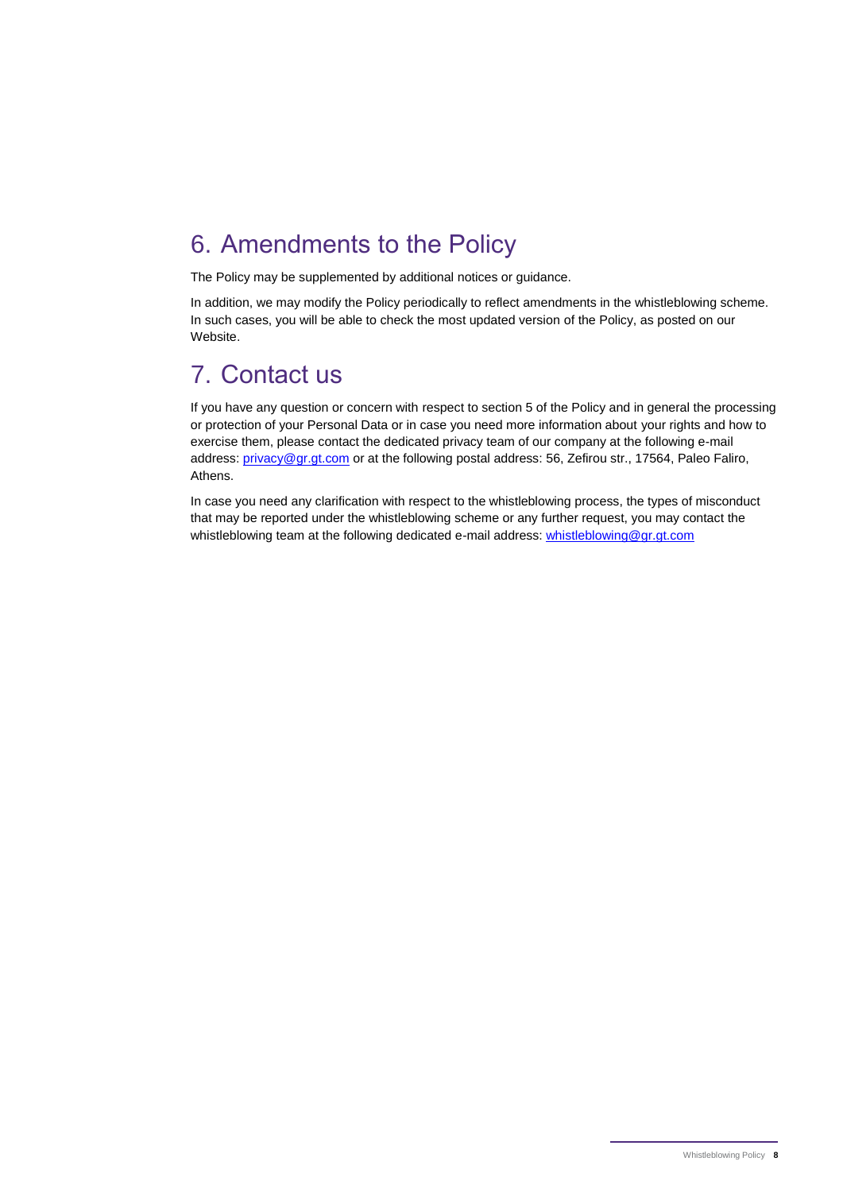## 6. Amendments to the Policy

The Policy may be supplemented by additional notices or guidance.

In addition, we may modify the Policy periodically to reflect amendments in the whistleblowing scheme. In such cases, you will be able to check the most updated version of the Policy, as posted on our Website.

## 7. Contact us

If you have any question or concern with respect to section 5 of the Policy and in general the processing or protection of your Personal Data or in case you need more information about your rights and how to exercise them, please contact the dedicated privacy team of our company at the following e-mail address: privacy@gr.gt.com or at the following postal address: 56, Zefirou str., 17564, Paleo Faliro, Athens.

In case you need any clarification with respect to the whistleblowing process, the types of misconduct that may be reported under the whistleblowing scheme or any further request, you may contact the whistleblowing team at the following dedicated e-mail address: whistleblowing@gr.gt.com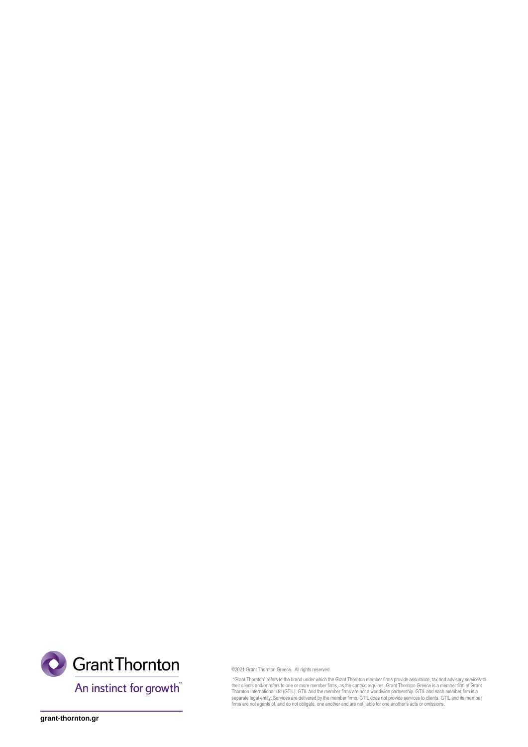Grant Thornton

An instinct for growth™

©2021 Grant Thornton Greece. All rights reserved.

"Grant Thornton" refers to the brand under which the Grant Thornton member firms provide assurance, tax and advisory services to their clients and/or refers to one or more member firms, as the context requires. Grant Thornton Greece is a member firm of Grant Thornton International Ltd (GTIL). GTIL and the member firms are not a worldwide partnership. GTIL and each member firm is a separate legal entity. Services are delivered by the member firms. GTIL does not provide services to clients. GTIL and its member firms are not agents of, and do not obligate, one another and are not liable for one another's acts or omissions.

**grant-thornton.gr**